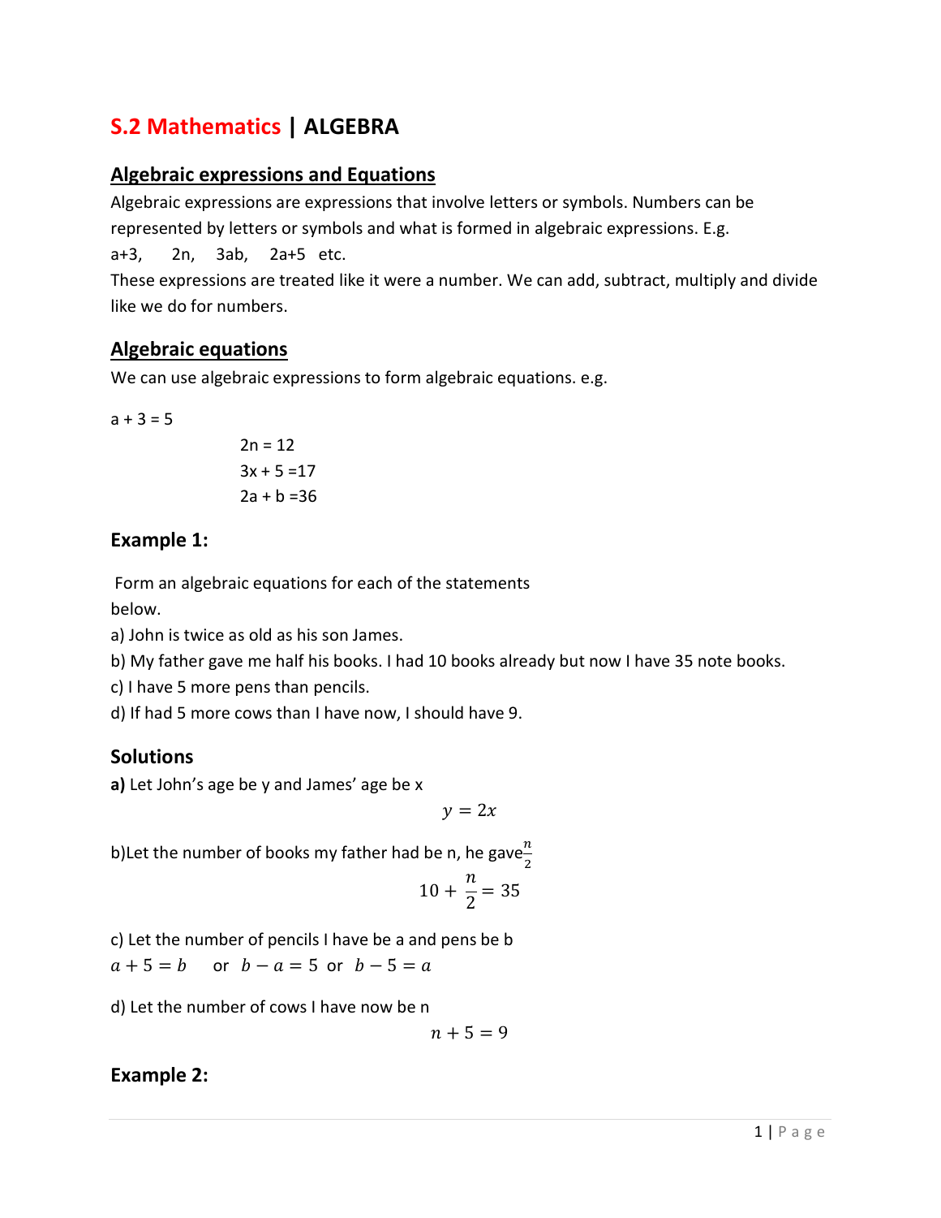# S.2 Mathematics | ALGEBRA

## Algebraic expressions and Equations

Algebraic expressions are expressions that involve letters or symbols. Numbers can be represented by letters or symbols and what is formed in algebraic expressions. E.g.

a+3,  2n,  3ab,  2a+5  etc.

These expressions are treated like it were a number. We can add, subtract, multiply and divide like we do for numbers.

## Algebraic equations

We can use algebraic expressions to form algebraic equations. e.g.

a + 3 = 5

2n = 12

3x + 5 =17

2a + b =36

### Example 1:

Form an algebraic equations for each of the statements below.

a) John is twice as old as his son James.

b) My father gave me half his books. I had 10 books already but now I have 35 note books.

c) I have 5 more pens than pencils.

d) If had 5 more cows than I have now, I should have 9.

### Solutions

**a)** Let John's age be y and James' age be x

$$y = 2x$$

b)Let the number of books my father had be n, he gave $\frac{n}{2}$

$$10 + \frac{n}{2} = 35$$

c) Let the number of pencils I have be a and pens be b

$a + 5 = b$  or  $b - a = 5$  or  $b - 5 = a$

d) Let the number of cows I have now be n

$$n + 5 = 9$$

### Example 2: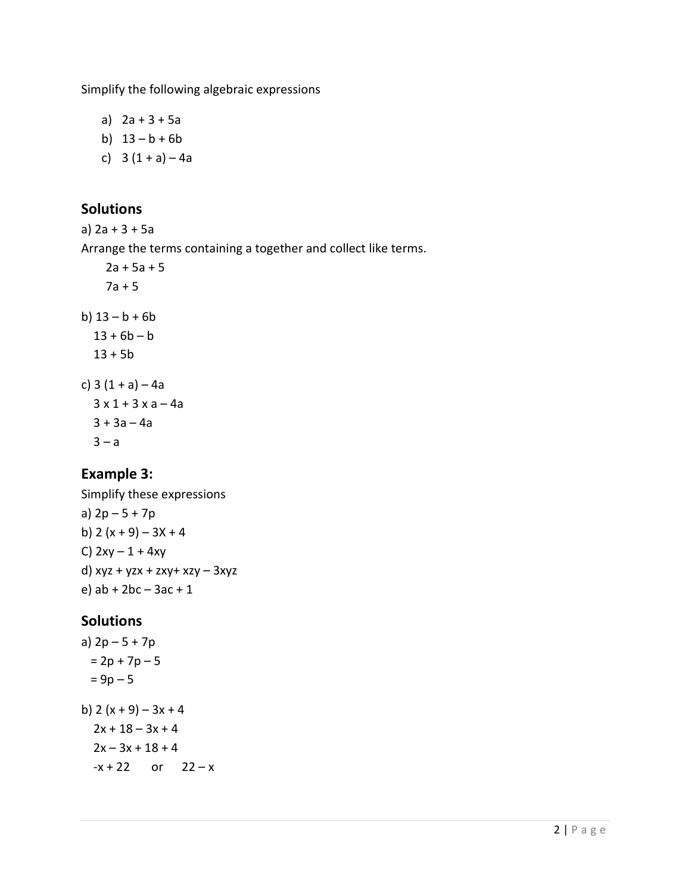Simplify the following algebraic expressions

a) $2a + 3 + 5a$
b) $13 – b + 6b$
c) $3 (1 + a) – 4a$

## Solutions

a) $2a + 3 + 5a$

Arrange the terms containing a together and collect like terms.

$2a + 5a + 5$

$7a + 5$

b) $13 – b + 6b$

$13 + 6b – b$

$13 + 5b$

c) $3 (1 + a) – 4a$

$3 \times 1 + 3 \times a – 4a$

$3 + 3a – 4a$

$3 – a$

## Example 3:

Simplify these expressions

a) $2p – 5 + 7p$

b) $2 (x + 9) – 3X + 4$

C) $2xy – 1 + 4xy$

d) $xyz + yzx + zxy + xzy – 3xyz$

e) $ab + 2bc – 3ac + 1$

## Solutions

a) $2p – 5 + 7p$

$= 2p + 7p – 5$

$= 9p – 5$

b) $2 (x + 9) – 3x + 4$

$2x + 18 – 3x + 4$

$2x – 3x + 18 + 4$

$-x + 22$ or $22 – x$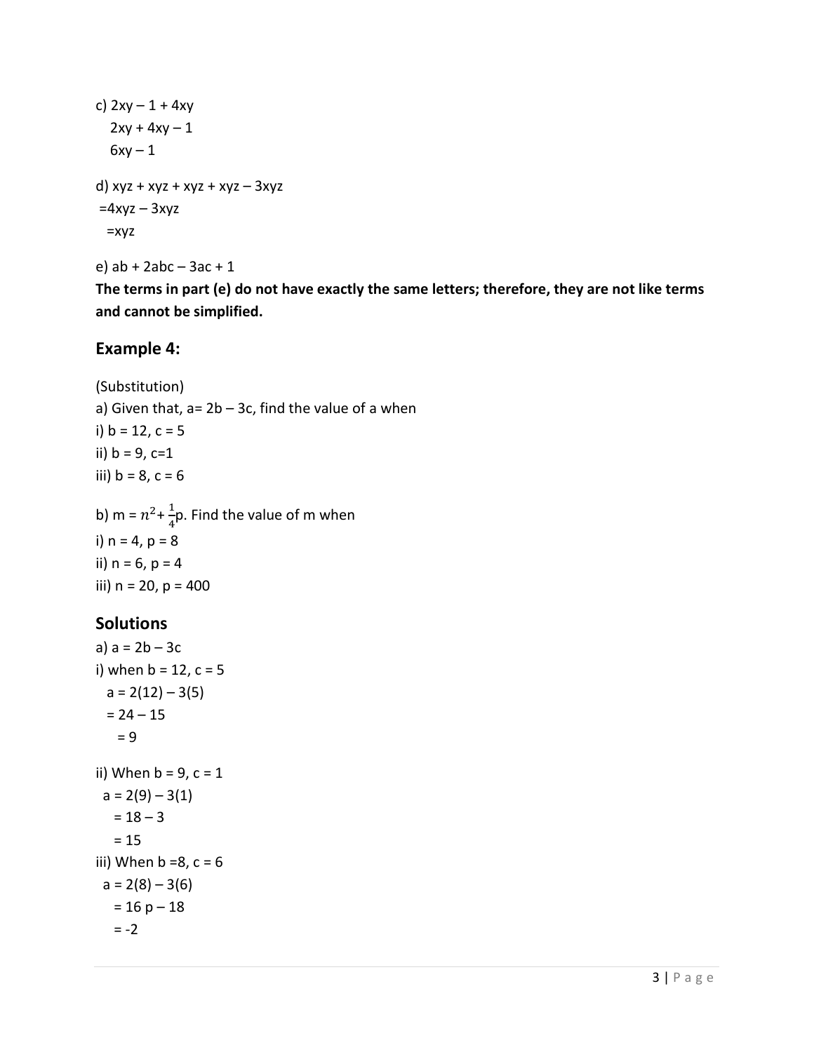c) $2xy - 1 + 4xy$

$2xy + 4xy - 1$

$6xy - 1$

d) $xyz + xyz + xyz + xyz - 3xyz$

$= 4xyz - 3xyz$

$= xyz$

e) $ab + 2abc - 3ac + 1$

**The terms in part (e) do not have exactly the same letters; therefore, they are not like terms and cannot be simplified.**

## Example 4:

(Substitution)

a) Given that, $a = 2b - 3c$, find the value of a when

i) $b = 12$, $c = 5$

ii) $b = 9$, $c = 1$

iii) $b = 8$, $c = 6$

b) $m = n^2 + \frac{1}{4}p$. Find the value of m when

i) $n = 4$, $p = 8$

ii) $n = 6$, $p = 4$

iii) $n = 20$, $p = 400$

## Solutions

a) $a = 2b - 3c$

i) when $b = 12$, $c = 5$

$a = 2(12) - 3(5)$

$= 24 - 15$

$= 9$

ii) When $b = 9$, $c = 1$

$a = 2(9) - 3(1)$

$= 18 - 3$

$= 15$

iii) When $b = 8$, $c = 6$

$a = 2(8) - 3(6)$

$= 16\ p - 18$

$= -2$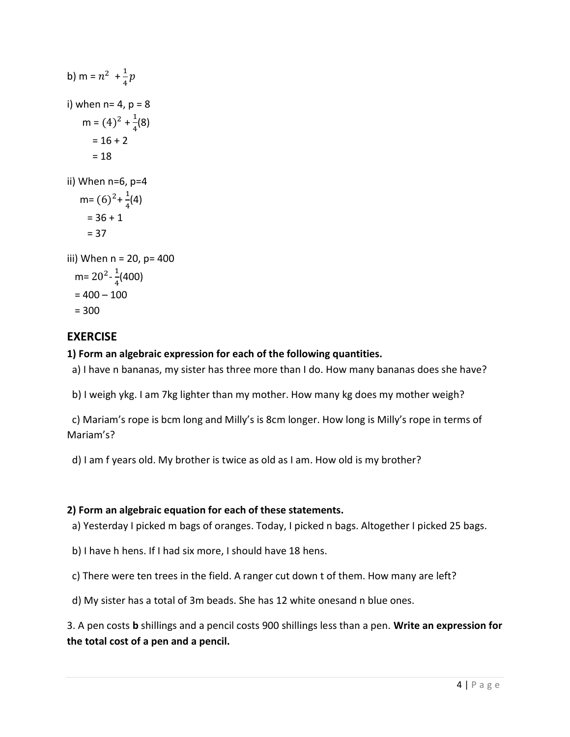b) m = $n^2 + \frac{1}{4}p$

i) when n= 4, p = 8

m = $(4)^2 + \frac{1}{4}(8)$

= 16 + 2

= 18

ii) When n=6, p=4

m= $(6)^2 + \frac{1}{4}(4)$

= 36 + 1

= 37

iii) When n = 20, p= 400

m= $20^2 - \frac{1}{4}(400)$

= 400 – 100

= 300

## EXERCISE

**1) Form an algebraic expression for each of the following quantities.**

a) I have n bananas, my sister has three more than I do. How many bananas does she have?

b) I weigh ykg. I am 7kg lighter than my mother. How many kg does my mother weigh?

c) Mariam's rope is bcm long and Milly's is 8cm longer. How long is Milly's rope in terms of Mariam's?

d) I am f years old. My brother is twice as old as I am. How old is my brother?

**2) Form an algebraic equation for each of these statements.**

a) Yesterday I picked m bags of oranges. Today, I picked n bags. Altogether I picked 25 bags.

b) I have h hens. If I had six more, I should have 18 hens.

c) There were ten trees in the field. A ranger cut down t of them. How many are left?

d) My sister has a total of 3m beads. She has 12 white onesand n blue ones.

3. A pen costs **b** shillings and a pencil costs 900 shillings less than a pen. **Write an expression for the total cost of a pen and a pencil.**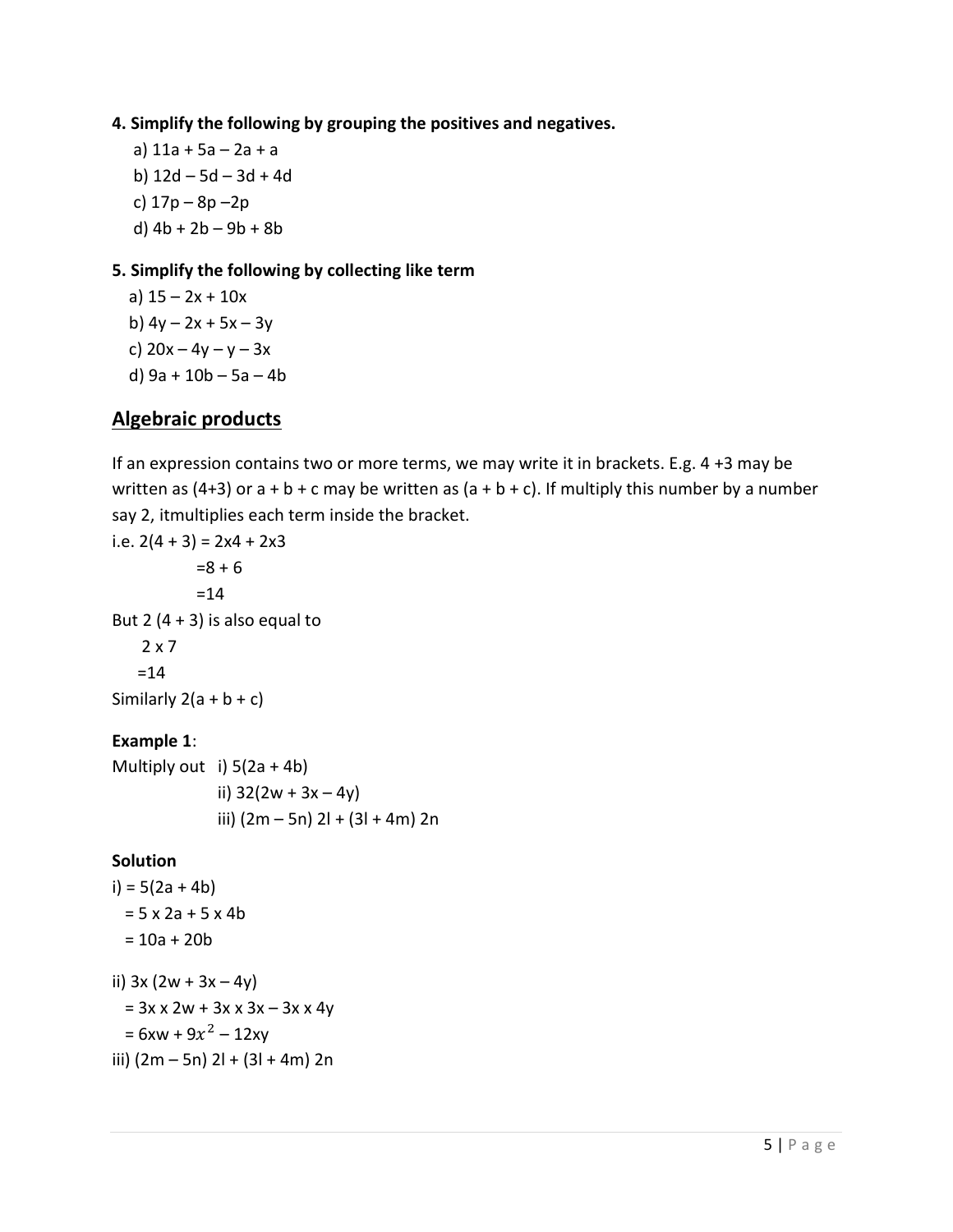**4. Simplify the following by grouping the positives and negatives.**

a) $11a + 5a – 2a + a$

b) $12d – 5d – 3d + 4d$

c) $17p – 8p –2p$

d) $4b + 2b – 9b + 8b$

**5. Simplify the following by collecting like term**

a) $15 – 2x + 10x$

b) $4y – 2x + 5x – 3y$

c) $20x – 4y – y – 3x$

d) $9a + 10b – 5a – 4b$

## Algebraic products

If an expression contains two or more terms, we may write it in brackets. E.g. 4 +3 may be written as (4+3) or a + b + c may be written as (a + b + c). If multiply this number by a number say 2, itmultiplies each term inside the bracket.

i.e. $2(4 + 3) = 2x4 + 2x3$

$=8 + 6$

$=14$

But 2 (4 + 3) is also equal to

2 x 7

=14

Similarly $2(a + b + c)$

**Example 1**:

Multiply out i) $5(2a + 4b)$

ii) $32(2w + 3x – 4y)$

iii) $(2m – 5n) 2l + (3l + 4m) 2n$

**Solution**

i) $= 5(2a + 4b)$

$= 5 \times 2a + 5 \times 4b$

$= 10a + 20b$

ii) $3x (2w + 3x – 4y)$

$= 3x \times 2w + 3x \times 3x – 3x \times 4y$

$= 6xw + 9x^2 – 12xy$

iii) $(2m – 5n) 2l + (3l + 4m) 2n$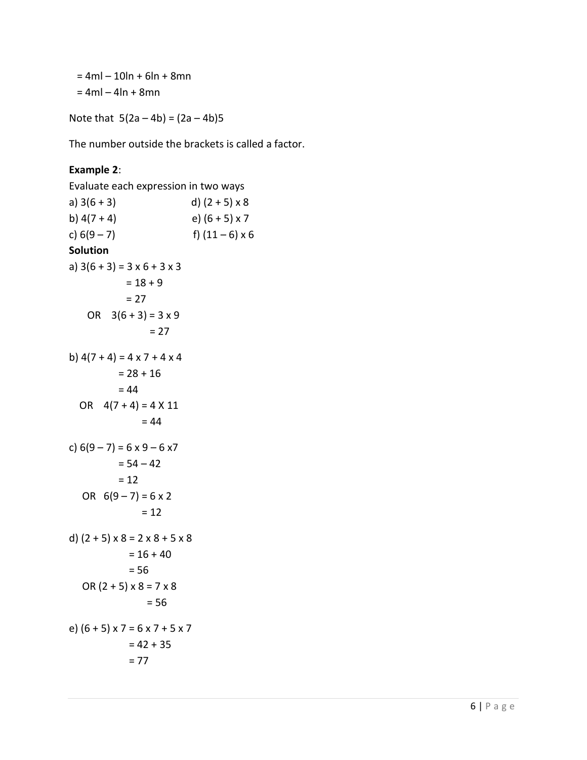$= 4ml - 10ln + 6ln + 8mn$

$= 4ml - 4ln + 8mn$

Note that $5(2a - 4b) = (2a - 4b)5$

The number outside the brackets is called a factor.

**Example 2**:

Evaluate each expression in two ways

a) $3(6 + 3)$

b) $4(7 + 4)$

c) $6(9 - 7)$

d) $(2 + 5) \times 8$

e) $(6 + 5) \times 7$

f) $(11 - 6) \times 6$

**Solution**

a) $3(6 + 3) = 3 \times 6 + 3 \times 3$

$= 18 + 9$

$= 27$

OR $3(6 + 3) = 3 \times 9$

$= 27$

b) $4(7 + 4) = 4 \times 7 + 4 \times 4$

$= 28 + 16$

$= 44$

OR $4(7 + 4) = 4 \times 11$

$= 44$

c) $6(9 - 7) = 6 \times 9 - 6 \times 7$

$= 54 - 42$

$= 12$

OR $6(9 - 7) = 6 \times 2$

$= 12$

d) $(2 + 5) \times 8 = 2 \times 8 + 5 \times 8$

$= 16 + 40$

$= 56$

OR $(2 + 5) \times 8 = 7 \times 8$

$= 56$

e) $(6 + 5) \times 7 = 6 \times 7 + 5 \times 7$

$= 42 + 35$

$= 77$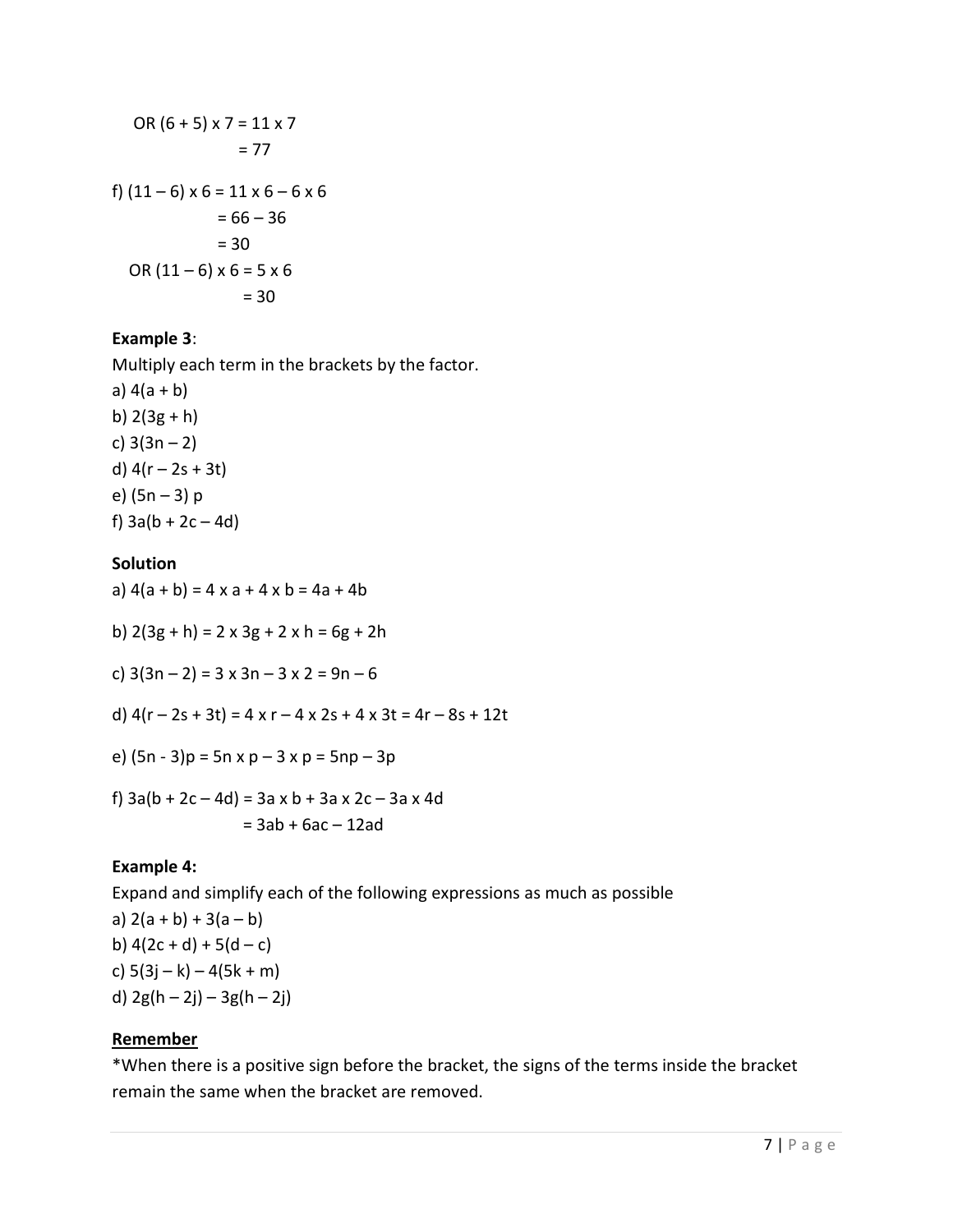OR $(6 + 5) \times 7 = 11 \times 7$

$= 77$

f) $(11 - 6) \times 6 = 11 \times 6 - 6 \times 6$

$= 66 - 36$

$= 30$

OR $(11 - 6) \times 6 = 5 \times 6$

$= 30$

**Example 3**:

Multiply each term in the brackets by the factor.

a) $4(a + b)$

b) $2(3g + h)$

c) $3(3n - 2)$

d) $4(r - 2s + 3t)$

e) $(5n - 3)\,p$

f) $3a(b + 2c - 4d)$

**Solution**

a) $4(a + b) = 4 \times a + 4 \times b = 4a + 4b$

b) $2(3g + h) = 2 \times 3g + 2 \times h = 6g + 2h$

c) $3(3n - 2) = 3 \times 3n - 3 \times 2 = 9n - 6$

d) $4(r - 2s + 3t) = 4 \times r - 4 \times 2s + 4 \times 3t = 4r - 8s + 12t$

e) $(5n - 3)p = 5n \times p - 3 \times p = 5np - 3p$

f) $3a(b + 2c - 4d) = 3a \times b + 3a \times 2c - 3a \times 4d$

$= 3ab + 6ac - 12ad$

**Example 4:**

Expand and simplify each of the following expressions as much as possible

a) $2(a + b) + 3(a - b)$

b) $4(2c + d) + 5(d - c)$

c) $5(3j - k) - 4(5k + m)$

d) $2g(h - 2j) - 3g(h - 2j)$

**<u>Remember</u>**

*When there is a positive sign before the bracket, the signs of the terms inside the bracket remain the same when the bracket are removed.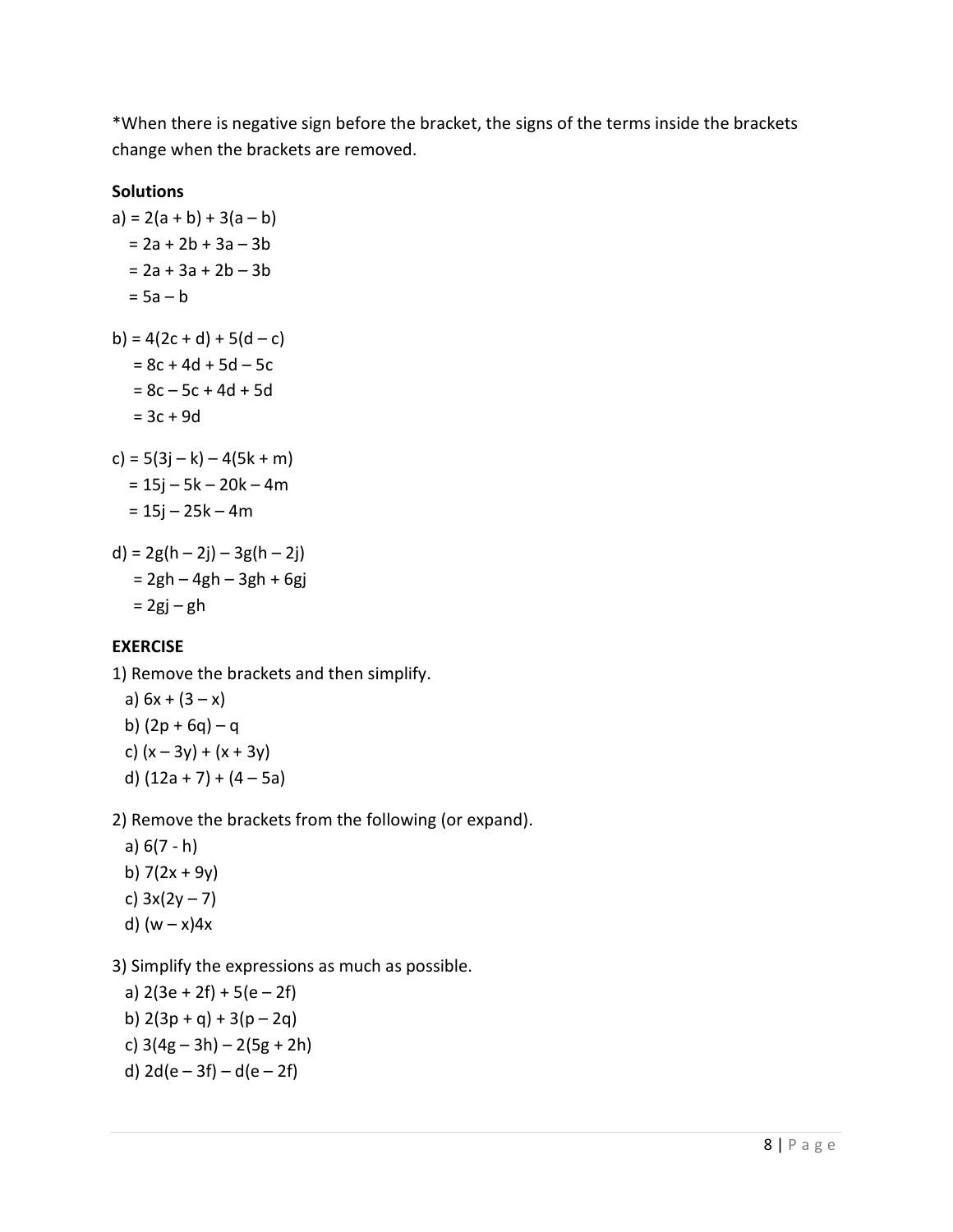*When there is negative sign before the bracket, the signs of the terms inside the brackets change when the brackets are removed.

**Solutions**

a) $= 2(a + b) + 3(a – b)$
$= 2a + 2b + 3a – 3b$
$= 2a + 3a + 2b – 3b$
$= 5a – b$

b) $= 4(2c + d) + 5(d – c)$
$= 8c + 4d + 5d – 5c$
$= 8c – 5c + 4d + 5d$
$= 3c + 9d$

c) $= 5(3j – k) – 4(5k + m)$
$= 15j – 5k – 20k – 4m$
$= 15j – 25k – 4m$

d) $= 2g(h – 2j) – 3g(h – 2j)$
$= 2gh – 4gh – 3gh + 6gj$
$= 2gj – gh$

**EXERCISE**

1) Remove the brackets and then simplify.

a) $6x + (3 – x)$
b) $(2p + 6q) – q$
c) $(x – 3y) + (x + 3y)$
d) $(12a + 7) + (4 – 5a)$

2) Remove the brackets from the following (or expand).

a) $6(7 - h)$
b) $7(2x + 9y)$
c) $3x(2y – 7)$
d) $(w – x)4x$

3) Simplify the expressions as much as possible.

a) $2(3e + 2f) + 5(e – 2f)$
b) $2(3p + q) + 3(p – 2q)$
c) $3(4g – 3h) – 2(5g + 2h)$
d) $2d(e – 3f) – d(e – 2f)$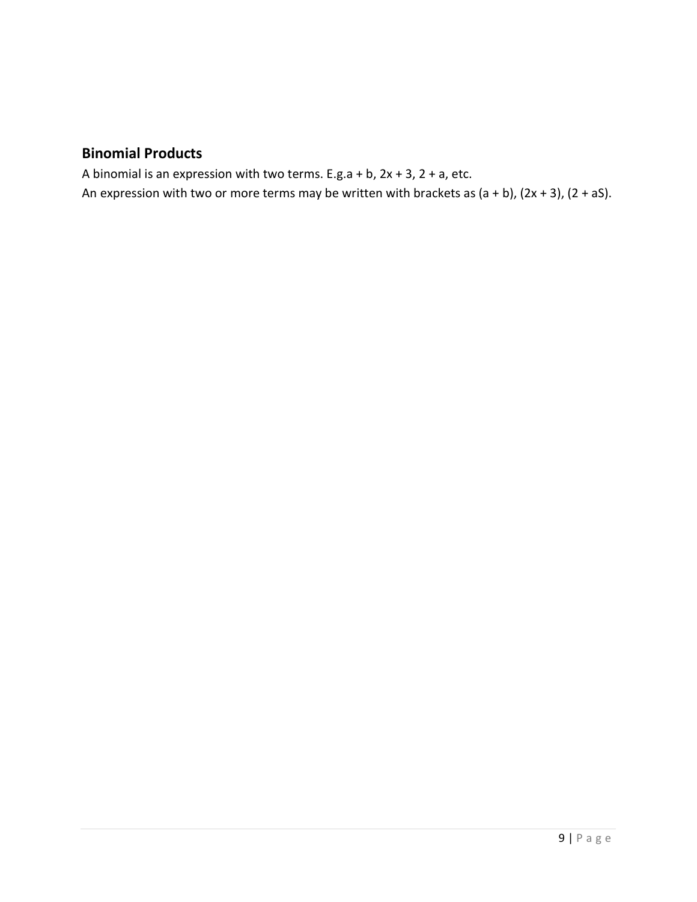## Binomial Products

A binomial is an expression with two terms. E.g.a + b, 2x + 3, 2 + a, etc.

An expression with two or more terms may be written with brackets as (a + b), (2x + 3), (2 + aS).